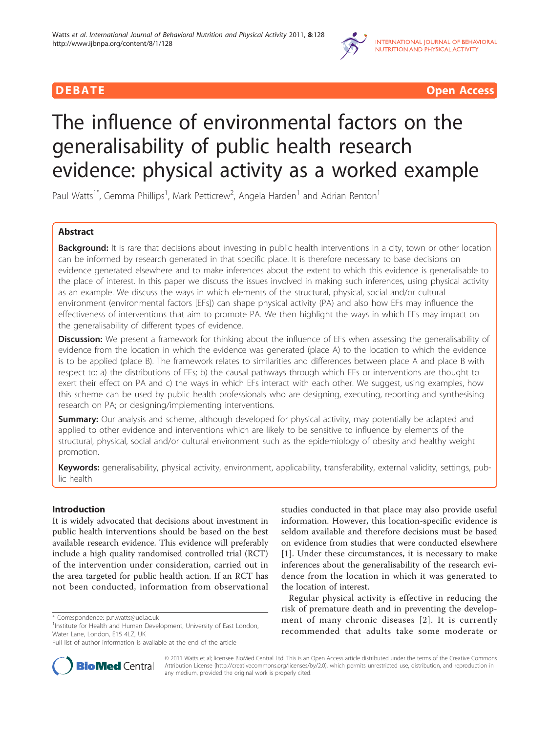DEBATE Open Access

# The influence of environmental factors on the generalisability of public health research evidence: physical activity as a worked example

Paul Watts[1*], Gemma Phillips[1], Mark Petticrew[2], Angela Harden[1] and Adrian Renton[1]

## Abstract

**Background:** It is rare that decisions about investing in public health interventions in a city, town or other location can be informed by research generated in that specific place. It is therefore necessary to base decisions on evidence generated elsewhere and to make inferences about the extent to which this evidence is generalisable to the place of interest. In this paper we discuss the issues involved in making such inferences, using physical activity as an example. We discuss the ways in which elements of the structural, physical, social and/or cultural environment (environmental factors [EFs]) can shape physical activity (PA) and also how EFs may influence the effectiveness of interventions that aim to promote PA. We then highlight the ways in which EFs may impact on the generalisability of different types of evidence.

**Discussion:** We present a framework for thinking about the influence of EFs when assessing the generalisability of evidence from the location in which the evidence was generated (place A) to the location to which the evidence is to be applied (place B). The framework relates to similarities and differences between place A and place B with respect to: a) the distributions of EFs; b) the causal pathways through which EFs or interventions are thought to exert their effect on PA and c) the ways in which EFs interact with each other. We suggest, using examples, how this scheme can be used by public health professionals who are designing, executing, reporting and synthesising research on PA; or designing/implementing interventions.

**Summary:** Our analysis and scheme, although developed for physical activity, may potentially be adapted and applied to other evidence and interventions which are likely to be sensitive to influence by elements of the structural, physical, social and/or cultural environment such as the epidemiology of obesity and healthy weight promotion.

**Keywords:** generalisability, physical activity, environment, applicability, transferability, external validity, settings, public health

## Introduction

It is widely advocated that decisions about investment in public health interventions should be based on the best available research evidence. This evidence will preferably include a high quality randomised controlled trial (RCT) of the intervention under consideration, carried out in the area targeted for public health action. If an RCT has not been conducted, information from observational studies conducted in that place may also provide useful information. However, this location-specific evidence is seldom available and therefore decisions must be based on evidence from studies that were conducted elsewhere [1]. Under these circumstances, it is necessary to make inferences about the generalisability of the research evidence from the location in which it was generated to the location of interest.

Regular physical activity is effective in reducing the risk of premature death and in preventing the development of many chronic diseases [2]. It is currently recommended that adults take some moderate or

* Correspondence: p.n.watts@uel.ac.uk
[1]Institute for Health and Human Development, University of East London, Water Lane, London, E15 4LZ, UK
Full list of author information is available at the end of the article

© 2011 Watts et al; licensee BioMed Central Ltd. This is an Open Access article distributed under the terms of the Creative Commons Attribution License (http://creativecommons.org/licenses/by/2.0), which permits unrestricted use, distribution, and reproduction in any medium, provided the original work is properly cited.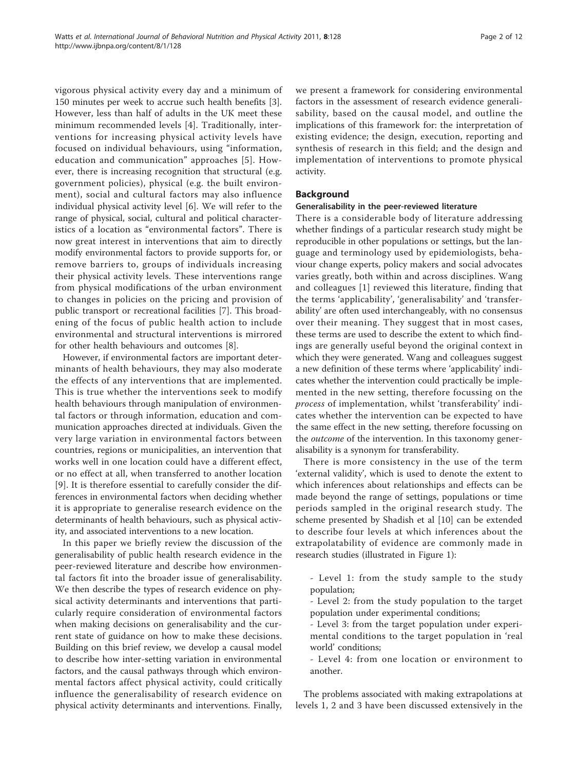vigorous physical activity every day and a minimum of 150 minutes per week to accrue such health benefits [3]. However, less than half of adults in the UK meet these minimum recommended levels [4]. Traditionally, interventions for increasing physical activity levels have focused on individual behaviours, using "information, education and communication" approaches [5]. However, there is increasing recognition that structural (e.g. government policies), physical (e.g. the built environment), social and cultural factors may also influence individual physical activity level [6]. We will refer to the range of physical, social, cultural and political characteristics of a location as "environmental factors". There is now great interest in interventions that aim to directly modify environmental factors to provide supports for, or remove barriers to, groups of individuals increasing their physical activity levels. These interventions range from physical modifications of the urban environment to changes in policies on the pricing and provision of public transport or recreational facilities [7]. This broadening of the focus of public health action to include environmental and structural interventions is mirrored for other health behaviours and outcomes [8].

However, if environmental factors are important determinants of health behaviours, they may also moderate the effects of any interventions that are implemented. This is true whether the interventions seek to modify health behaviours through manipulation of environmental factors or through information, education and communication approaches directed at individuals. Given the very large variation in environmental factors between countries, regions or municipalities, an intervention that works well in one location could have a different effect, or no effect at all, when transferred to another location [9]. It is therefore essential to carefully consider the differences in environmental factors when deciding whether it is appropriate to generalise research evidence on the determinants of health behaviours, such as physical activity, and associated interventions to a new location.

In this paper we briefly review the discussion of the generalisability of public health research evidence in the peer-reviewed literature and describe how environmental factors fit into the broader issue of generalisability. We then describe the types of research evidence on physical activity determinants and interventions that particularly require consideration of environmental factors when making decisions on generalisability and the current state of guidance on how to make these decisions. Building on this brief review, we develop a causal model to describe how inter-setting variation in environmental factors, and the causal pathways through which environmental factors affect physical activity, could critically influence the generalisability of research evidence on physical activity determinants and interventions. Finally, we present a framework for considering environmental factors in the assessment of research evidence generalisability, based on the causal model, and outline the implications of this framework for: the interpretation of existing evidence; the design, execution, reporting and synthesis of research in this field; and the design and implementation of interventions to promote physical activity.

## Background

### Generalisability in the peer-reviewed literature

There is a considerable body of literature addressing whether findings of a particular research study might be reproducible in other populations or settings, but the language and terminology used by epidemiologists, behaviour change experts, policy makers and social advocates varies greatly, both within and across disciplines. Wang and colleagues [1] reviewed this literature, finding that the terms 'applicability', 'generalisability' and 'transferability' are often used interchangeably, with no consensus over their meaning. They suggest that in most cases, these terms are used to describe the extent to which findings are generally useful beyond the original context in which they were generated. Wang and colleagues suggest a new definition of these terms where 'applicability' indicates whether the intervention could practically be implemented in the new setting, therefore focussing on the *process* of implementation, whilst 'transferability' indicates whether the intervention can be expected to have the same effect in the new setting, therefore focussing on the *outcome* of the intervention. In this taxonomy generalisability is a synonym for transferability.

There is more consistency in the use of the term 'external validity', which is used to denote the extent to which inferences about relationships and effects can be made beyond the range of settings, populations or time periods sampled in the original research study. The scheme presented by Shadish et al [10] can be extended to describe four levels at which inferences about the extrapolatability of evidence are commonly made in research studies (illustrated in Figure 1):

- Level 1: from the study sample to the study population;
- Level 2: from the study population to the target population under experimental conditions;
- Level 3: from the target population under experimental conditions to the target population in 'real world' conditions;
- Level 4: from one location or environment to another.

The problems associated with making extrapolations at levels 1, 2 and 3 have been discussed extensively in the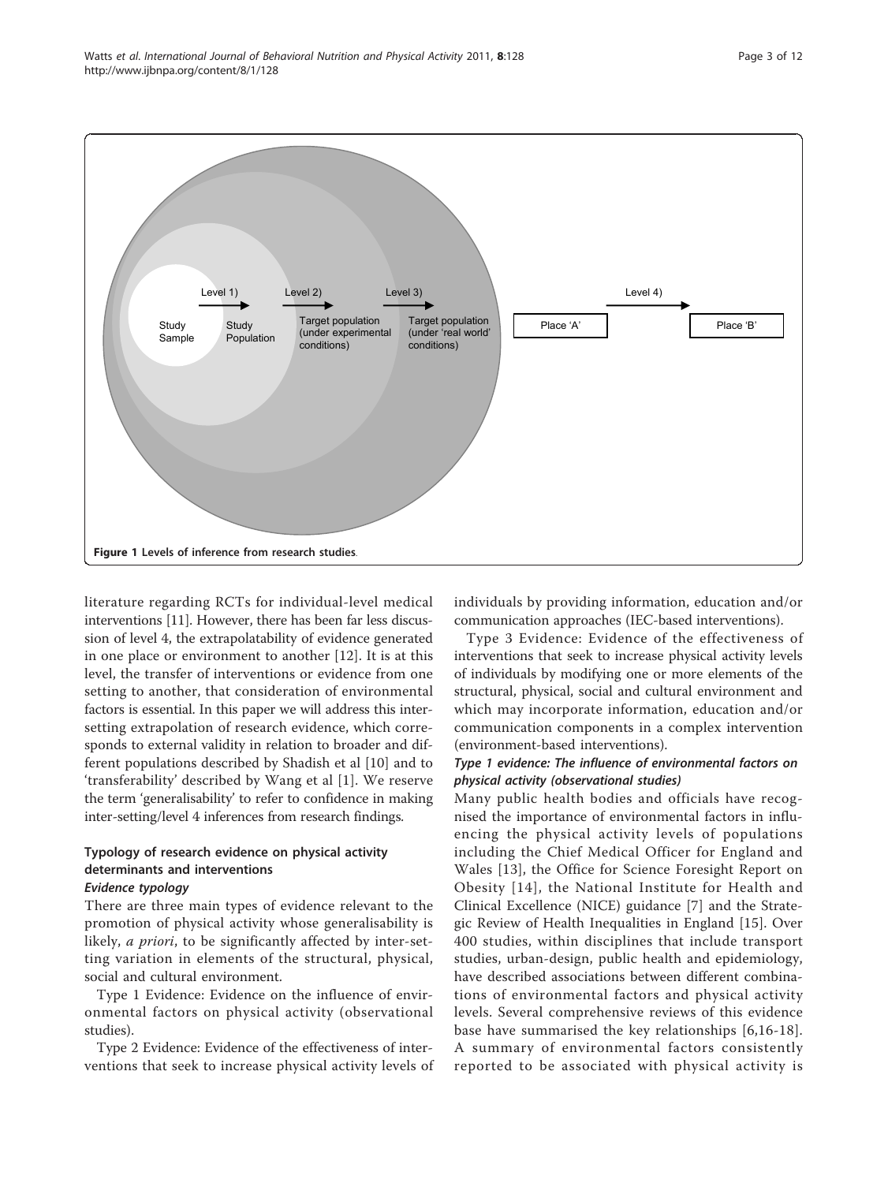Figure 1 Levels of inference from research studies.

literature regarding RCTs for individual-level medical interventions [11]. However, there has been far less discussion of level 4, the extrapolatability of evidence generated in one place or environment to another [12]. It is at this level, the transfer of interventions or evidence from one setting to another, that consideration of environmental factors is essential. In this paper we will address this inter-setting extrapolation of research evidence, which corresponds to external validity in relation to broader and different populations described by Shadish et al [10] and to 'transferability' described by Wang et al [1]. We reserve the term 'generalisability' to refer to confidence in making inter-setting/level 4 inferences from research findings.

## Typology of research evidence on physical activity determinants and interventions

### *Evidence typology*

There are three main types of evidence relevant to the promotion of physical activity whose generalisability is likely, *a priori*, to be significantly affected by inter-setting variation in elements of the structural, physical, social and cultural environment.

Type 1 Evidence: Evidence on the influence of environmental factors on physical activity (observational studies).

Type 2 Evidence: Evidence of the effectiveness of interventions that seek to increase physical activity levels of individuals by providing information, education and/or communication approaches (IEC-based interventions).

Type 3 Evidence: Evidence of the effectiveness of interventions that seek to increase physical activity levels of individuals by modifying one or more elements of the structural, physical, social and cultural environment and which may incorporate information, education and/or communication components in a complex intervention (environment-based interventions).

### *Type 1 evidence: The influence of environmental factors on physical activity (observational studies)*

Many public health bodies and officials have recognised the importance of environmental factors in influencing the physical activity levels of populations including the Chief Medical Officer for England and Wales [13], the Office for Science Foresight Report on Obesity [14], the National Institute for Health and Clinical Excellence (NICE) guidance [7] and the Strategic Review of Health Inequalities in England [15]. Over 400 studies, within disciplines that include transport studies, urban-design, public health and epidemiology, have described associations between different combinations of environmental factors and physical activity levels. Several comprehensive reviews of this evidence base have summarised the key relationships [6,16-18]. A summary of environmental factors consistently reported to be associated with physical activity is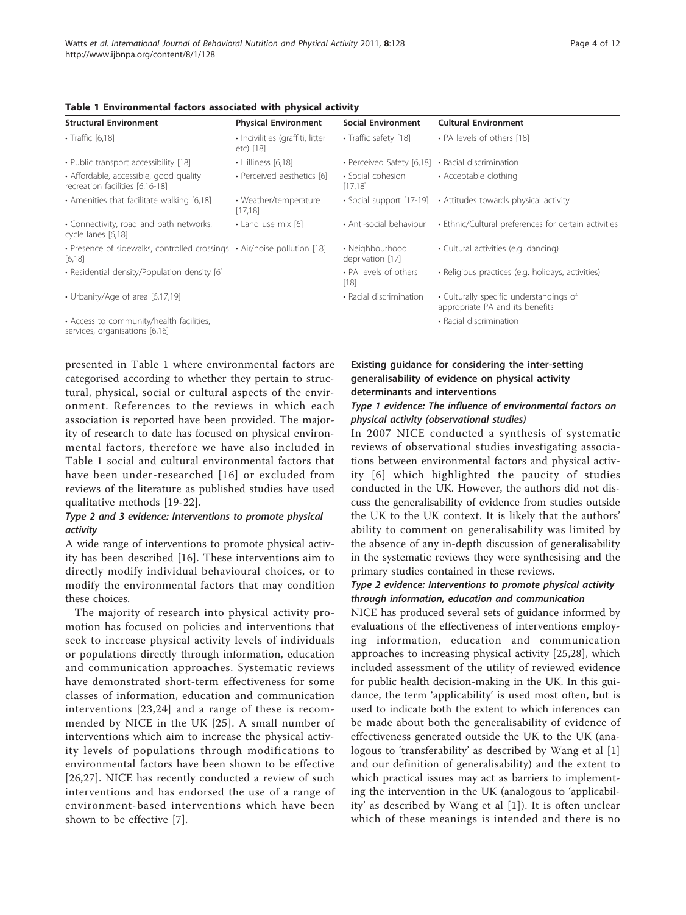**Table 1 Environmental factors associated with physical activity**

| Structural Environment | Physical Environment | Social Environment | Cultural Environment |
|---|---|---|---|
| • Traffic [6,18] | • Incivilities (graffiti, litter etc) [18] | • Traffic safety [18] | • PA levels of others [18] |
| • Public transport accessibility [18] | • Hilliness [6,18] | • Perceived Safety [6,18] | • Racial discrimination |
| • Affordable, accessible, good quality recreation facilities [6,16-18] | • Perceived aesthetics [6] | • Social cohesion [17,18] | • Acceptable clothing |
| • Amenities that facilitate walking [6,18] | • Weather/temperature [17,18] | • Social support [17-19] | • Attitudes towards physical activity |
| • Connectivity, road and path networks, cycle lanes [6,18] | • Land use mix [6] | • Anti-social behaviour | • Ethnic/Cultural preferences for certain activities |
| • Presence of sidewalks, controlled crossings [6,18] | • Air/noise pollution [18] | • Neighbourhood deprivation [17] | • Cultural activities (e.g. dancing) |
| • Residential density/Population density [6] | | • PA levels of others [18] | • Religious practices (e.g. holidays, activities) |
| • Urbanity/Age of area [6,17,19] | | • Racial discrimination | • Culturally specific understandings of appropriate PA and its benefits |
| • Access to community/health facilities, services, organisations [6,16] | | | • Racial discrimination |

presented in Table 1 where environmental factors are categorised according to whether they pertain to structural, physical, social or cultural aspects of the environment. References to the reviews in which each association is reported have been provided. The majority of research to date has focused on physical environmental factors, therefore we have also included in Table 1 social and cultural environmental factors that have been under-researched [16] or excluded from reviews of the literature as published studies have used qualitative methods [19-22].

#### *Type 2 and 3 evidence: Interventions to promote physical activity*

A wide range of interventions to promote physical activity has been described [16]. These interventions aim to directly modify individual behavioural choices, or to modify the environmental factors that may condition these choices.

The majority of research into physical activity promotion has focused on policies and interventions that seek to increase physical activity levels of individuals or populations directly through information, education and communication approaches. Systematic reviews have demonstrated short-term effectiveness for some classes of information, education and communication interventions [23,24] and a range of these is recommended by NICE in the UK [25]. A small number of interventions which aim to increase the physical activity levels of populations through modifications to environmental factors have been shown to be effective [26,27]. NICE has recently conducted a review of such interventions and has endorsed the use of a range of environment-based interventions which have been shown to be effective [7].

### Existing guidance for considering the inter-setting generalisability of evidence on physical activity determinants and interventions

#### *Type 1 evidence: The influence of environmental factors on physical activity (observational studies)*

In 2007 NICE conducted a synthesis of systematic reviews of observational studies investigating associations between environmental factors and physical activity [6] which highlighted the paucity of studies conducted in the UK. However, the authors did not discuss the generalisability of evidence from studies outside the UK to the UK context. It is likely that the authors' ability to comment on generalisability was limited by the absence of any in-depth discussion of generalisability in the systematic reviews they were synthesising and the primary studies contained in these reviews.

#### *Type 2 evidence: Interventions to promote physical activity through information, education and communication*

NICE has produced several sets of guidance informed by evaluations of the effectiveness of interventions employing information, education and communication approaches to increasing physical activity [25,28], which included assessment of the utility of reviewed evidence for public health decision-making in the UK. In this guidance, the term 'applicability' is used most often, but is used to indicate both the extent to which inferences can be made about both the generalisability of evidence of effectiveness generated outside the UK to the UK (analogous to 'transferability' as described by Wang et al [1] and our definition of generalisability) and the extent to which practical issues may act as barriers to implementing the intervention in the UK (analogous to 'applicability' as described by Wang et al [1]). It is often unclear which of these meanings is intended and there is no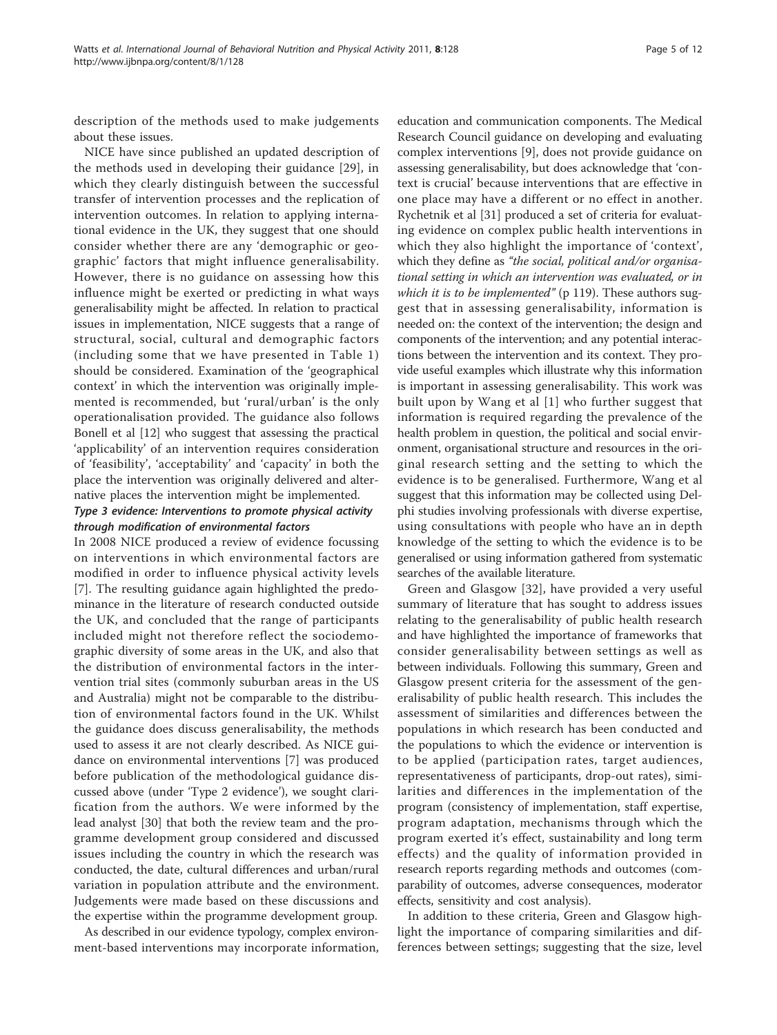description of the methods used to make judgements about these issues.

NICE have since published an updated description of the methods used in developing their guidance [29], in which they clearly distinguish between the successful transfer of intervention processes and the replication of intervention outcomes. In relation to applying international evidence in the UK, they suggest that one should consider whether there are any 'demographic or geographic' factors that might influence generalisability. However, there is no guidance on assessing how this influence might be exerted or predicting in what ways generalisability might be affected. In relation to practical issues in implementation, NICE suggests that a range of structural, social, cultural and demographic factors (including some that we have presented in Table 1) should be considered. Examination of the 'geographical context' in which the intervention was originally implemented is recommended, but 'rural/urban' is the only operationalisation provided. The guidance also follows Bonell et al [12] who suggest that assessing the practical 'applicability' of an intervention requires consideration of 'feasibility', 'acceptability' and 'capacity' in both the place the intervention was originally delivered and alternative places the intervention might be implemented.

### *Type 3 evidence: Interventions to promote physical activity through modification of environmental factors*

In 2008 NICE produced a review of evidence focussing on interventions in which environmental factors are modified in order to influence physical activity levels [7]. The resulting guidance again highlighted the predominance in the literature of research conducted outside the UK, and concluded that the range of participants included might not therefore reflect the sociodemographic diversity of some areas in the UK, and also that the distribution of environmental factors in the intervention trial sites (commonly suburban areas in the US and Australia) might not be comparable to the distribution of environmental factors found in the UK. Whilst the guidance does discuss generalisability, the methods used to assess it are not clearly described. As NICE guidance on environmental interventions [7] was produced before publication of the methodological guidance discussed above (under 'Type 2 evidence'), we sought clarification from the authors. We were informed by the lead analyst [30] that both the review team and the programme development group considered and discussed issues including the country in which the research was conducted, the date, cultural differences and urban/rural variation in population attribute and the environment. Judgements were made based on these discussions and the expertise within the programme development group.

As described in our evidence typology, complex environment-based interventions may incorporate information, education and communication components. The Medical Research Council guidance on developing and evaluating complex interventions [9], does not provide guidance on assessing generalisability, but does acknowledge that 'context is crucial' because interventions that are effective in one place may have a different or no effect in another. Rychetnik et al [31] produced a set of criteria for evaluating evidence on complex public health interventions in which they also highlight the importance of 'context', which they define as *"the social, political and/or organisational setting in which an intervention was evaluated, or in which it is to be implemented"* (p 119). These authors suggest that in assessing generalisability, information is needed on: the context of the intervention; the design and components of the intervention; and any potential interactions between the intervention and its context. They provide useful examples which illustrate why this information is important in assessing generalisability. This work was built upon by Wang et al [1] who further suggest that information is required regarding the prevalence of the health problem in question, the political and social environment, organisational structure and resources in the original research setting and the setting to which the evidence is to be generalised. Furthermore, Wang et al suggest that this information may be collected using Delphi studies involving professionals with diverse expertise, using consultations with people who have an in depth knowledge of the setting to which the evidence is to be generalised or using information gathered from systematic searches of the available literature.

Green and Glasgow [32], have provided a very useful summary of literature that has sought to address issues relating to the generalisability of public health research and have highlighted the importance of frameworks that consider generalisability between settings as well as between individuals. Following this summary, Green and Glasgow present criteria for the assessment of the generalisability of public health research. This includes the assessment of similarities and differences between the populations in which research has been conducted and the populations to which the evidence or intervention is to be applied (participation rates, target audiences, representativeness of participants, drop-out rates), similarities and differences in the implementation of the program (consistency of implementation, staff expertise, program adaptation, mechanisms through which the program exerted it's effect, sustainability and long term effects) and the quality of information provided in research reports regarding methods and outcomes (comparability of outcomes, adverse consequences, moderator effects, sensitivity and cost analysis).

In addition to these criteria, Green and Glasgow highlight the importance of comparing similarities and differences between settings; suggesting that the size, level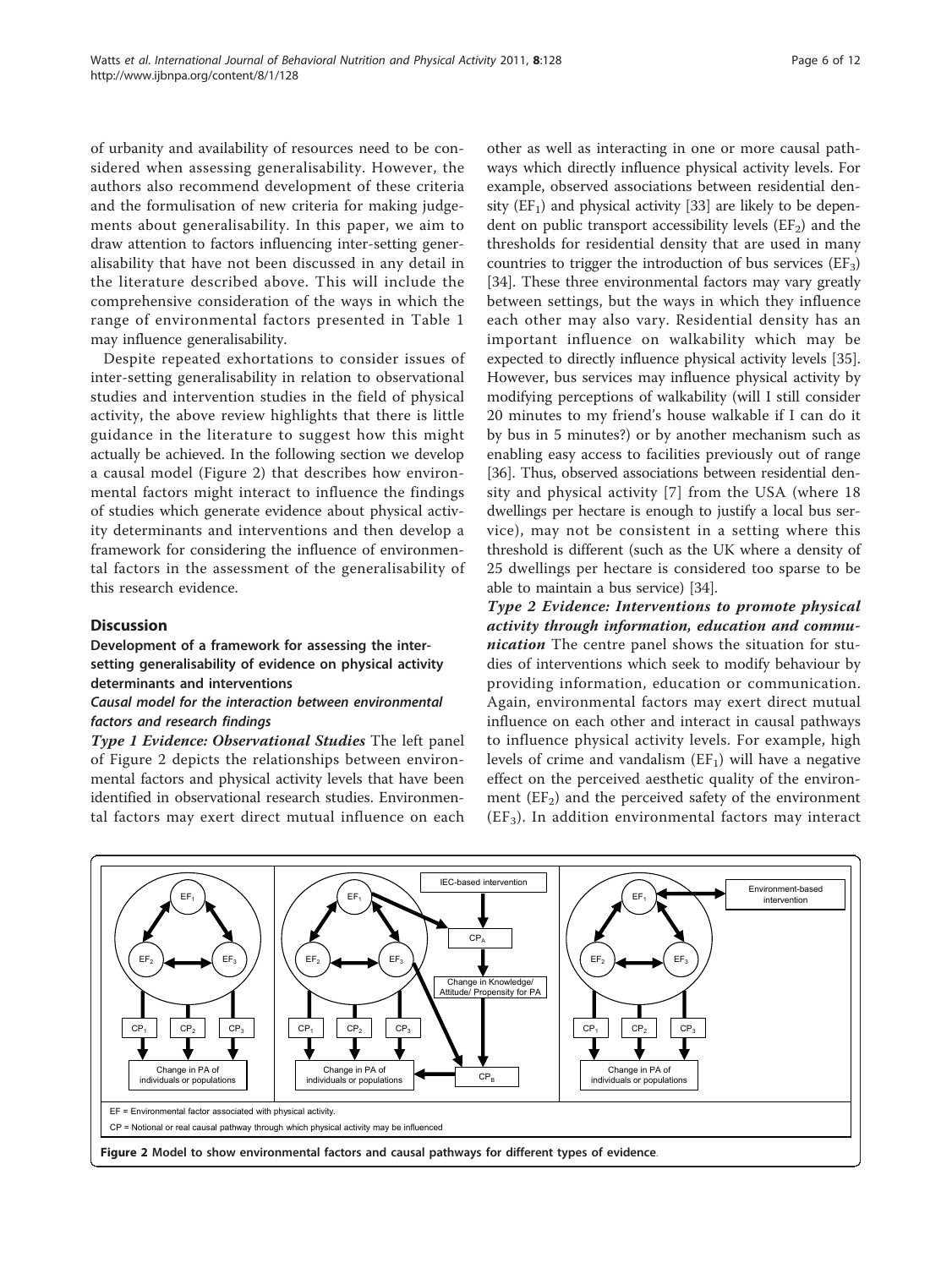of urbanity and availability of resources need to be considered when assessing generalisability. However, the authors also recommend development of these criteria and the formulisation of new criteria for making judgements about generalisability. In this paper, we aim to draw attention to factors influencing inter-setting generalisability that have not been discussed in any detail in the literature described above. This will include the comprehensive consideration of the ways in which the range of environmental factors presented in Table 1 may influence generalisability.

Despite repeated exhortations to consider issues of inter-setting generalisability in relation to observational studies and intervention studies in the field of physical activity, the above review highlights that there is little guidance in the literature to suggest how this might actually be achieved. In the following section we develop a causal model (Figure 2) that describes how environmental factors might interact to influence the findings of studies which generate evidence about physical activity determinants and interventions and then develop a framework for considering the influence of environmental factors in the assessment of the generalisability of this research evidence.

## Discussion

### Development of a framework for assessing the inter-setting generalisability of evidence on physical activity determinants and interventions

#### *Causal model for the interaction between environmental factors and research findings*

***Type 1 Evidence: Observational Studies*** The left panel of Figure 2 depicts the relationships between environmental factors and physical activity levels that have been identified in observational research studies. Environmental factors may exert direct mutual influence on each other as well as interacting in one or more causal pathways which directly influence physical activity levels. For example, observed associations between residential density ($EF_1$) and physical activity [33] are likely to be dependent on public transport accessibility levels ($EF_2$) and the thresholds for residential density that are used in many countries to trigger the introduction of bus services ($EF_3$) [34]. These three environmental factors may vary greatly between settings, but the ways in which they influence each other may also vary. Residential density has an important influence on walkability which may be expected to directly influence physical activity levels [35]. However, bus services may influence physical activity by modifying perceptions of walkability (will I still consider 20 minutes to my friend's house walkable if I can do it by bus in 5 minutes?) or by another mechanism such as enabling easy access to facilities previously out of range [36]. Thus, observed associations between residential density and physical activity [7] from the USA (where 18 dwellings per hectare is enough to justify a local bus service), may not be consistent in a setting where this threshold is different (such as the UK where a density of 25 dwellings per hectare is considered too sparse to be able to maintain a bus service) [34].

***Type 2 Evidence: Interventions to promote physical activity through information, education and communication*** The centre panel shows the situation for studies of interventions which seek to modify behaviour by providing information, education or communication. Again, environmental factors may exert direct mutual influence on each other and interact in causal pathways to influence physical activity levels. For example, high levels of crime and vandalism ($EF_1$) will have a negative effect on the perceived aesthetic quality of the environment ($EF_2$) and the perceived safety of the environment ($EF_3$). In addition environmental factors may interact

EF = Environmental factor associated with physical activity.
CP = Notional or real causal pathway through which physical activity may be influenced

**Figure 2 Model to show environmental factors and causal pathways for different types of evidence**.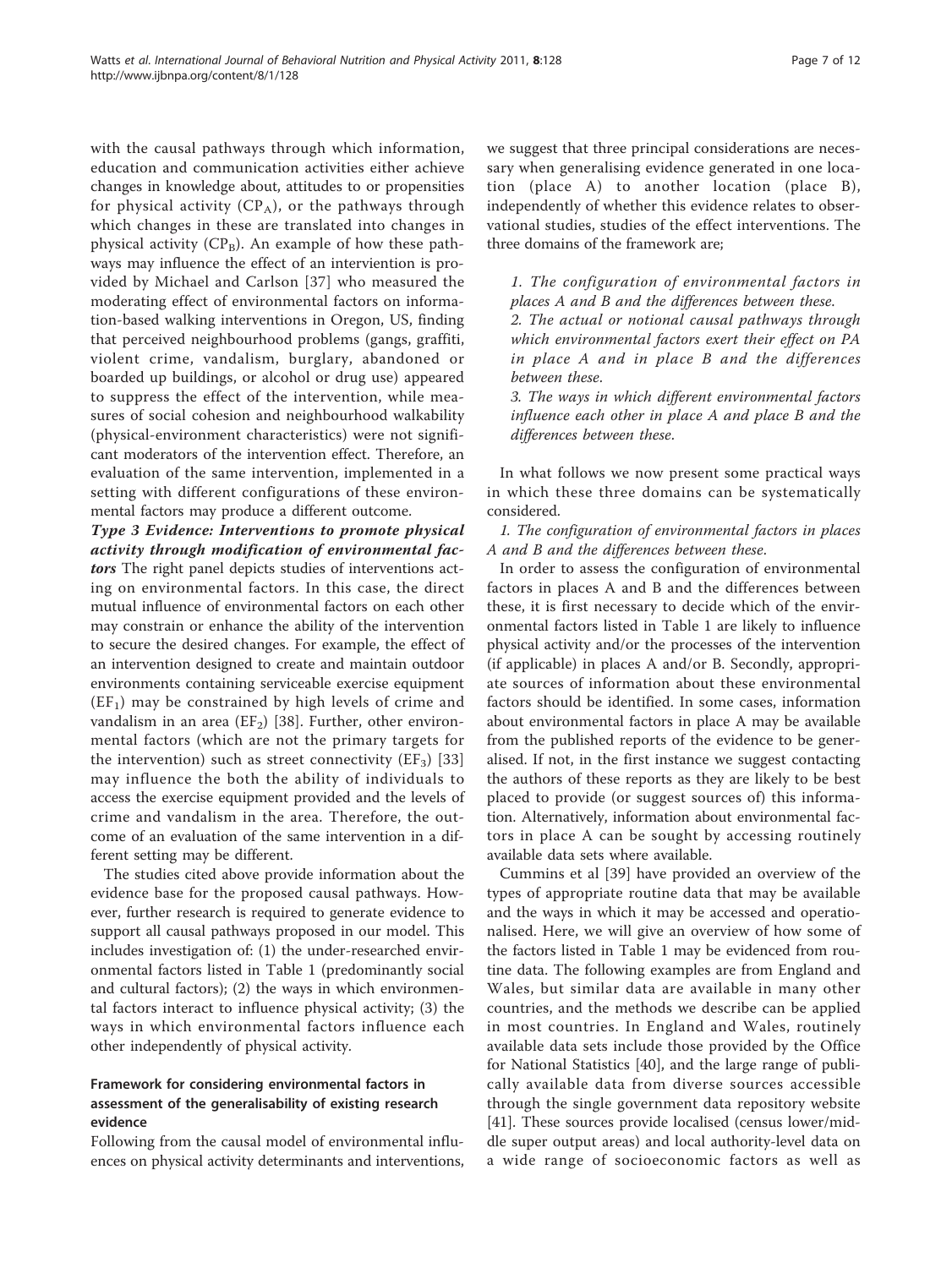with the causal pathways through which information, education and communication activities either achieve changes in knowledge about, attitudes to or propensities for physical activity ($CP_A$), or the pathways through which changes in these are translated into changes in physical activity ($CP_B$). An example of how these pathways may influence the effect of an intervietion is provided by Michael and Carlson [37] who measured the moderating effect of environmental factors on information-based walking interventions in Oregon, US, finding that perceived neighbourhood problems (gangs, graffiti, violent crime, vandalism, burglary, abandoned or boarded up buildings, or alcohol or drug use) appeared to suppress the effect of the intervention, while measures of social cohesion and neighbourhood walkability (physical-environment characteristics) were not significant moderators of the intervention effect. Therefore, an evaluation of the same intervention, implemented in a setting with different configurations of these environmental factors may produce a different outcome.

***Type 3 Evidence: Interventions to promote physical activity through modification of environmental factors*** The right panel depicts studies of interventions acting on environmental factors. In this case, the direct mutual influence of environmental factors on each other may constrain or enhance the ability of the intervention to secure the desired changes. For example, the effect of an intervention designed to create and maintain outdoor environments containing serviceable exercise equipment ($EF_1$) may be constrained by high levels of crime and vandalism in an area ($EF_2$) [38]. Further, other environmental factors (which are not the primary targets for the intervention) such as street connectivity ($EF_3$) [33] may influence the both the ability of individuals to access the exercise equipment provided and the levels of crime and vandalism in the area. Therefore, the outcome of an evaluation of the same intervention in a different setting may be different.

The studies cited above provide information about the evidence base for the proposed causal pathways. However, further research is required to generate evidence to support all causal pathways proposed in our model. This includes investigation of: (1) the under-researched environmental factors listed in Table 1 (predominantly social and cultural factors); (2) the ways in which environmental factors interact to influence physical activity; (3) the ways in which environmental factors influence each other independently of physical activity.

## Framework for considering environmental factors in assessment of the generalisability of existing research evidence

Following from the causal model of environmental influences on physical activity determinants and interventions, we suggest that three principal considerations are necessary when generalising evidence generated in one location (place A) to another location (place B), independently of whether this evidence relates to observational studies, studies of the effect interventions. The three domains of the framework are;

1. *The configuration of environmental factors in places A and B and the differences between these.*
2. *The actual or notional causal pathways through which environmental factors exert their effect on PA in place A and in place B and the differences between these.*
3. *The ways in which different environmental factors influence each other in place A and place B and the differences between these.*

In what follows we now present some practical ways in which these three domains can be systematically considered.

*1. The configuration of environmental factors in places A and B and the differences between these.*

In order to assess the configuration of environmental factors in places A and B and the differences between these, it is first necessary to decide which of the environmental factors listed in Table 1 are likely to influence physical activity and/or the processes of the intervention (if applicable) in places A and/or B. Secondly, appropriate sources of information about these environmental factors should be identified. In some cases, information about environmental factors in place A may be available from the published reports of the evidence to be generalised. If not, in the first instance we suggest contacting the authors of these reports as they are likely to be best placed to provide (or suggest sources of) this information. Alternatively, information about environmental factors in place A can be sought by accessing routinely available data sets where available.

Cummins et al [39] have provided an overview of the types of appropriate routine data that may be available and the ways in which it may be accessed and operationalised. Here, we will give an overview of how some of the factors listed in Table 1 may be evidenced from routine data. The following examples are from England and Wales, but similar data are available in many other countries, and the methods we describe can be applied in most countries. In England and Wales, routinely available data sets include those provided by the Office for National Statistics [40], and the large range of publically available data from diverse sources accessible through the single government data repository website [41]. These sources provide localised (census lower/middle super output areas) and local authority-level data on a wide range of socioeconomic factors as well as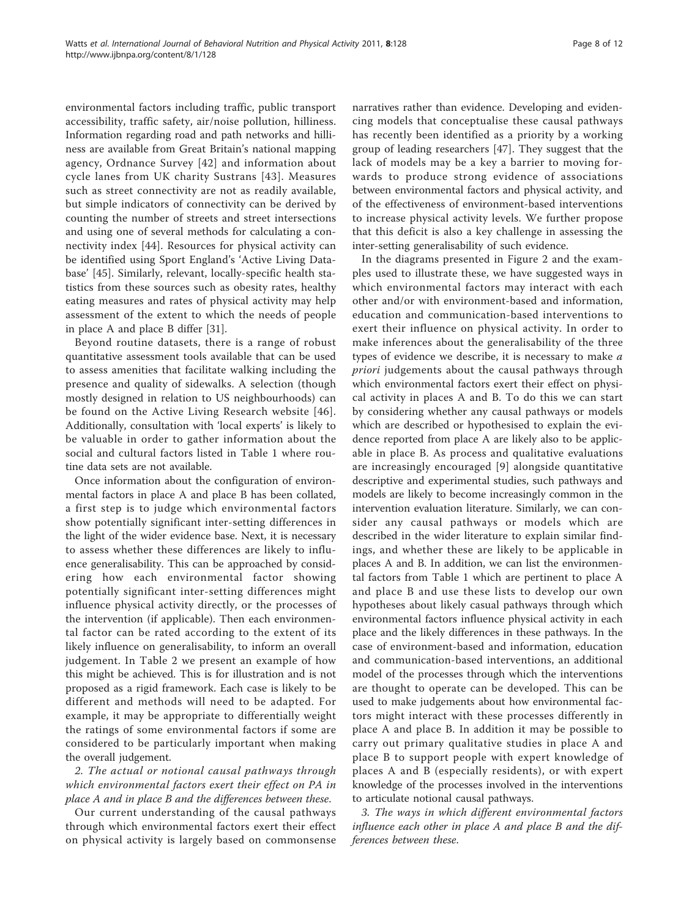environmental factors including traffic, public transport accessibility, traffic safety, air/noise pollution, hilliness. Information regarding road and path networks and hilliness are available from Great Britain's national mapping agency, Ordnance Survey [42] and information about cycle lanes from UK charity Sustrans [43]. Measures such as street connectivity are not as readily available, but simple indicators of connectivity can be derived by counting the number of streets and street intersections and using one of several methods for calculating a connectivity index [44]. Resources for physical activity can be identified using Sport England's 'Active Living Database' [45]. Similarly, relevant, locally-specific health statistics from these sources such as obesity rates, healthy eating measures and rates of physical activity may help assessment of the extent to which the needs of people in place A and place B differ [31].

Beyond routine datasets, there is a range of robust quantitative assessment tools available that can be used to assess amenities that facilitate walking including the presence and quality of sidewalks. A selection (though mostly designed in relation to US neighbourhoods) can be found on the Active Living Research website [46]. Additionally, consultation with 'local experts' is likely to be valuable in order to gather information about the social and cultural factors listed in Table 1 where routine data sets are not available.

Once information about the configuration of environmental factors in place A and place B has been collated, a first step is to judge which environmental factors show potentially significant inter-setting differences in the light of the wider evidence base. Next, it is necessary to assess whether these differences are likely to influence generalisability. This can be approached by considering how each environmental factor showing potentially significant inter-setting differences might influence physical activity directly, or the processes of the intervention (if applicable). Then each environmental factor can be rated according to the extent of its likely influence on generalisability, to inform an overall judgement. In Table 2 we present an example of how this might be achieved. This is for illustration and is not proposed as a rigid framework. Each case is likely to be different and methods will need to be adapted. For example, it may be appropriate to differentially weight the ratings of some environmental factors if some are considered to be particularly important when making the overall judgement.

*2. The actual or notional causal pathways through which environmental factors exert their effect on PA in place A and in place B and the differences between these.*

Our current understanding of the causal pathways through which environmental factors exert their effect on physical activity is largely based on commonsense narratives rather than evidence. Developing and evidencing models that conceptualise these causal pathways has recently been identified as a priority by a working group of leading researchers [47]. They suggest that the lack of models may be a key a barrier to moving forwards to produce strong evidence of associations between environmental factors and physical activity, and of the effectiveness of environment-based interventions to increase physical activity levels. We further propose that this deficit is also a key challenge in assessing the inter-setting generalisability of such evidence.

In the diagrams presented in Figure 2 and the examples used to illustrate these, we have suggested ways in which environmental factors may interact with each other and/or with environment-based and information, education and communication-based interventions to exert their influence on physical activity. In order to make inferences about the generalisability of the three types of evidence we describe, it is necessary to make *a priori* judgements about the causal pathways through which environmental factors exert their effect on physical activity in places A and B. To do this we can start by considering whether any causal pathways or models which are described or hypothesised to explain the evidence reported from place A are likely also to be applicable in place B. As process and qualitative evaluations are increasingly encouraged [9] alongside quantitative descriptive and experimental studies, such pathways and models are likely to become increasingly common in the intervention evaluation literature. Similarly, we can consider any causal pathways or models which are described in the wider literature to explain similar findings, and whether these are likely to be applicable in places A and B. In addition, we can list the environmental factors from Table 1 which are pertinent to place A and place B and use these lists to develop our own hypotheses about likely casual pathways through which environmental factors influence physical activity in each place and the likely differences in these pathways. In the case of environment-based and information, education and communication-based interventions, an additional model of the processes through which the interventions are thought to operate can be developed. This can be used to make judgements about how environmental factors might interact with these processes differently in place A and place B. In addition it may be possible to carry out primary qualitative studies in place A and place B to support people with expert knowledge of places A and B (especially residents), or with expert knowledge of the processes involved in the interventions to articulate notional causal pathways.

*3. The ways in which different environmental factors influence each other in place A and place B and the differences between these.*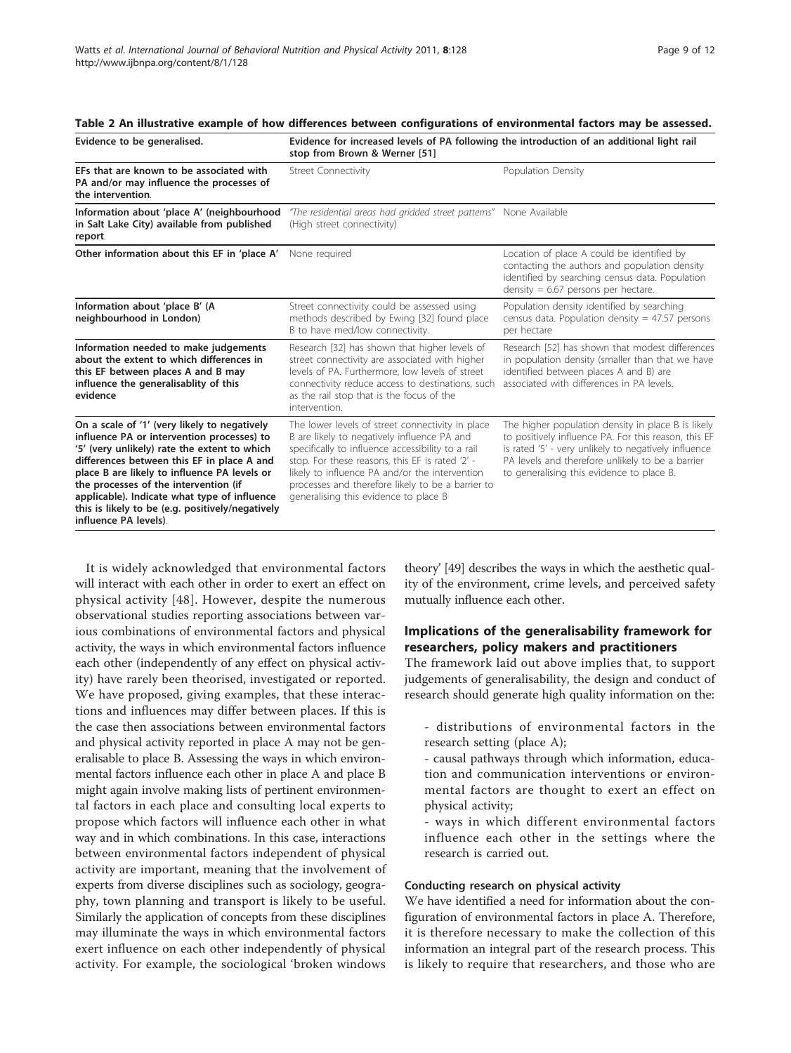**Table 2 An illustrative example of how differences between configurations of environmental factors may be assessed.**

| Evidence to be generalised. | Evidence for increased levels of PA following the introduction of an additional light rail stop from Brown & Werner [51] | |
|---|---|---|
| **EFs that are known to be associated with PA and/or may influence the processes of the intervention.** | Street Connectivity | Population Density |
| **Information about 'place A' (neighbourhood in Salt Lake City) available from published report.** | *"The residential areas had gridded street patterns"* (High street connectivity) | None Available |
| **Other information about this EF in 'place A'** | None required | Location of place A could be identified by contacting the authors and population density identified by searching census data. Population density = 6.67 persons per hectare. |
| **Information about 'place B' (A neighbourhood in London)** | Street connectivity could be assessed using methods described by Ewing [32] found place B to have med/low connectivity. | Population density identified by searching census data. Population density = 47.57 persons per hectare |
| **Information needed to make judgements about the extent to which differences in this EF between places A and B may influence the generalisablity of this evidence** | Research [32] has shown that higher levels of street connectivity are associated with higher levels of PA. Furthermore, low levels of street connectivity reduce access to destinations, such as the rail stop that is the focus of the intervention. | Research [52] has shown that modest differences in population density (smaller than that we have identified between places A and B) are associated with differences in PA levels. |
| **On a scale of '1' (very likely to negatively influence PA or intervention processes) to '5' (very unlikely) rate the extent to which differences between this EF in place A and place B are likely to influence PA levels or the processes of the intervention (if applicable). Indicate what type of influence this is likely to be (e.g. positively/negatively influence PA levels).** | The lower levels of street connectivity in place B are likely to negatively influence PA and specifically to influence accessibility to a rail stop. For these reasons, this EF is rated '2' - likely to influence PA and/or the intervention processes and therefore likely to be a barrier to generalising this evidence to place B | The higher population density in place B is likely to positively influence PA. For this reason, this EF is rated '5' - very unlikely to negatively influence PA levels and therefore unlikely to be a barrier to generalising this evidence to place B. |

It is widely acknowledged that environmental factors will interact with each other in order to exert an effect on physical activity [48]. However, despite the numerous observational studies reporting associations between various combinations of environmental factors and physical activity, the ways in which environmental factors influence each other (independently of any effect on physical activity) have rarely been theorised, investigated or reported. We have proposed, giving examples, that these interactions and influences may differ between places. If this is the case then associations between environmental factors and physical activity reported in place A may not be generalisable to place B. Assessing the ways in which environmental factors influence each other in place A and place B might again involve making lists of pertinent environmental factors in each place and consulting local experts to propose which factors will influence each other in what way and in which combinations. In this case, interactions between environmental factors independent of physical activity are important, meaning that the involvement of experts from diverse disciplines such as sociology, geography, town planning and transport is likely to be useful. Similarly the application of concepts from these disciplines may illuminate the ways in which environmental factors exert influence on each other independently of physical activity. For example, the sociological 'broken windows theory' [49] describes the ways in which the aesthetic quality of the environment, crime levels, and perceived safety mutually influence each other.

## Implications of the generalisability framework for researchers, policy makers and practitioners

The framework laid out above implies that, to support judgements of generalisability, the design and conduct of research should generate high quality information on the:

- distributions of environmental factors in the research setting (place A);
- causal pathways through which information, education and communication interventions or environmental factors are thought to exert an effect on physical activity;
- ways in which different environmental factors influence each other in the settings where the research is carried out.

### Conducting research on physical activity

We have identified a need for information about the configuration of environmental factors in place A. Therefore, it is therefore necessary to make the collection of this information an integral part of the research process. This is likely to require that researchers, and those who are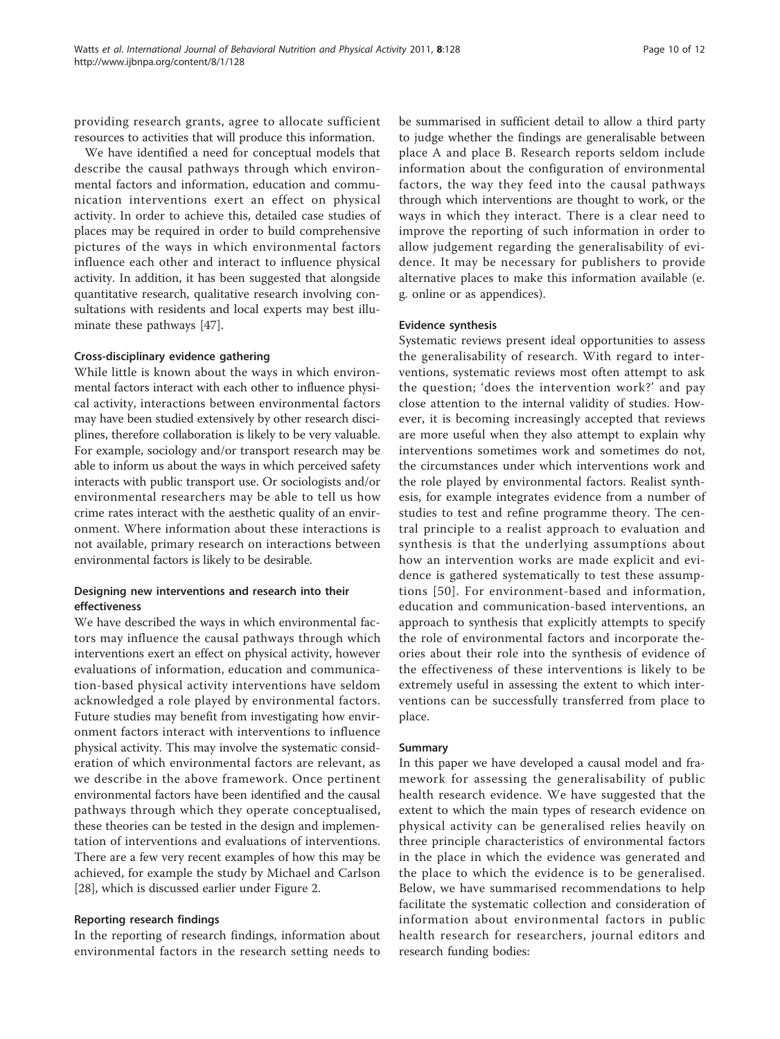providing research grants, agree to allocate sufficient resources to activities that will produce this information.

We have identified a need for conceptual models that describe the causal pathways through which environmental factors and information, education and communication interventions exert an effect on physical activity. In order to achieve this, detailed case studies of places may be required in order to build comprehensive pictures of the ways in which environmental factors influence each other and interact to influence physical activity. In addition, it has been suggested that alongside quantitative research, qualitative research involving consultations with residents and local experts may best illuminate these pathways [47].

### Cross-disciplinary evidence gathering

While little is known about the ways in which environmental factors interact with each other to influence physical activity, interactions between environmental factors may have been studied extensively by other research disciplines, therefore collaboration is likely to be very valuable. For example, sociology and/or transport research may be able to inform us about the ways in which perceived safety interacts with public transport use. Or sociologists and/or environmental researchers may be able to tell us how crime rates interact with the aesthetic quality of an environment. Where information about these interactions is not available, primary research on interactions between environmental factors is likely to be desirable.

### Designing new interventions and research into their effectiveness

We have described the ways in which environmental factors may influence the causal pathways through which interventions exert an effect on physical activity, however evaluations of information, education and communication-based physical activity interventions have seldom acknowledged a role played by environmental factors. Future studies may benefit from investigating how environment factors interact with interventions to influence physical activity. This may involve the systematic consideration of which environmental factors are relevant, as we describe in the above framework. Once pertinent environmental factors have been identified and the causal pathways through which they operate conceptualised, these theories can be tested in the design and implementation of interventions and evaluations of interventions. There are a few very recent examples of how this may be achieved, for example the study by Michael and Carlson [28], which is discussed earlier under Figure 2.

### Reporting research findings

In the reporting of research findings, information about environmental factors in the research setting needs to be summarised in sufficient detail to allow a third party to judge whether the findings are generalisable between place A and place B. Research reports seldom include information about the configuration of environmental factors, the way they feed into the causal pathways through which interventions are thought to work, or the ways in which they interact. There is a clear need to improve the reporting of such information in order to allow judgement regarding the generalisability of evidence. It may be necessary for publishers to provide alternative places to make this information available (e.g. online or as appendices).

### Evidence synthesis

Systematic reviews present ideal opportunities to assess the generalisability of research. With regard to interventions, systematic reviews most often attempt to ask the question; 'does the intervention work?' and pay close attention to the internal validity of studies. However, it is becoming increasingly accepted that reviews are more useful when they also attempt to explain why interventions sometimes work and sometimes do not, the circumstances under which interventions work and the role played by environmental factors. Realist synthesis, for example integrates evidence from a number of studies to test and refine programme theory. The central principle to a realist approach to evaluation and synthesis is that the underlying assumptions about how an intervention works are made explicit and evidence is gathered systematically to test these assumptions [50]. For environment-based and information, education and communication-based interventions, an approach to synthesis that explicitly attempts to specify the role of environmental factors and incorporate theories about their role into the synthesis of evidence of the effectiveness of these interventions is likely to be extremely useful in assessing the extent to which interventions can be successfully transferred from place to place.

### Summary

In this paper we have developed a causal model and framework for assessing the generalisability of public health research evidence. We have suggested that the extent to which the main types of research evidence on physical activity can be generalised relies heavily on three principle characteristics of environmental factors in the place in which the evidence was generated and the place to which the evidence is to be generalised. Below, we have summarised recommendations to help facilitate the systematic collection and consideration of information about environmental factors in public health research for researchers, journal editors and research funding bodies: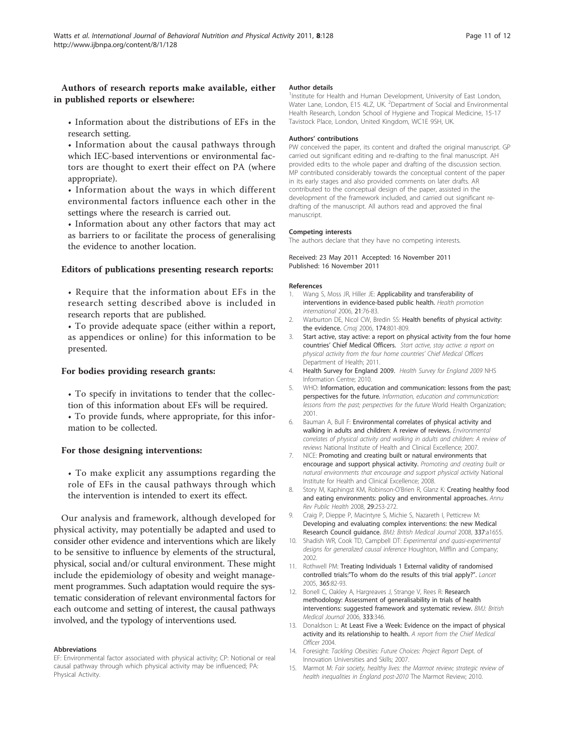**Authors of research reports make available, either in published reports or elsewhere:**

- Information about the distributions of EFs in the research setting.
- Information about the causal pathways through which IEC-based interventions or environmental factors are thought to exert their effect on PA (where appropriate).
- Information about the ways in which different environmental factors influence each other in the settings where the research is carried out.
- Information about any other factors that may act as barriers to or facilitate the process of generalising the evidence to another location.

**Editors of publications presenting research reports:**

- Require that the information about EFs in the research setting described above is included in research reports that are published.
- To provide adequate space (either within a report, as appendices or online) for this information to be presented.

**For bodies providing research grants:**

- To specify in invitations to tender that the collection of this information about EFs will be required.
- To provide funds, where appropriate, for this information to be collected.

**For those designing interventions:**

- To make explicit any assumptions regarding the role of EFs in the causal pathways through which the intervention is intended to exert its effect.

Our analysis and framework, although developed for physical activity, may potentially be adapted and used to consider other evidence and interventions which are likely to be sensitive to influence by elements of the structural, physical, social and/or cultural environment. These might include the epidemiology of obesity and weight management programmes. Such adaptation would require the systematic consideration of relevant environmental factors for each outcome and setting of interest, the causal pathways involved, and the typology of interventions used.

#### Abbreviations

EF: Environmental factor associated with physical activity; CP: Notional or real causal pathway through which physical activity may be influenced; PA: Physical Activity.

#### Author details

[1]Institute for Health and Human Development, University of East London, Water Lane, London, E15 4LZ, UK. [2]Department of Social and Environmental Health Research, London School of Hygiene and Tropical Medicine, 15-17 Tavistock Place, London, United Kingdom, WC1E 9SH, UK.

#### Authors' contributions

PW conceived the paper, its content and drafted the original manuscript. GP carried out significant editing and re-drafting to the final manuscript. AH provided edits to the whole paper and drafting of the discussion section. MP contributed considerably towards the conceptual content of the paper in its early stages and also provided comments on later drafts. AR contributed to the conceptual design of the paper, assisted in the development of the framework included, and carried out significant re-drafting of the manuscript. All authors read and approved the final manuscript.

#### Competing interests

The authors declare that they have no competing interests.

Received: 23 May 2011 Accepted: 16 November 2011
Published: 16 November 2011

#### References

1. Wang S, Moss JR, Hiller JE: **Applicability and transferability of interventions in evidence-based public health.** *Health promotion international* 2006, **21**:76-83.
2. Warburton DE, Nicol CW, Bredin SS: **Health benefits of physical activity: the evidence.** *Cmaj* 2006, **174**:801-809.
3. **Start active, stay active: a report on physical activity from the four home countries' Chief Medical Officers.** *Start active, stay active: a report on physical activity from the four home countries' Chief Medical Officers* Department of Health; 2011.
4. **Health Survey for England 2009.** *Health Survey for England 2009* NHS Information Centre; 2010.
5. WHO: **Information, education and communication: lessons from the past; perspectives for the future.** *Information, education and communication: lessons from the past; perspectives for the future* World Health Organization; 2001.
6. Bauman A, Bull F: **Environmental correlates of physical activity and walking in adults and children: A review of reviews.** *Environmental correlates of physical activity and walking in adults and children: A review of reviews* National Institute of Health and Clinical Excellence; 2007.
7. NICE: **Promoting and creating built or natural environments that encourage and support physical activity.** *Promoting and creating built or natural environments that encourage and support physical activity* National Institute for Health and Clinical Excellence; 2008.
8. Story M, Kaphingst KM, Robinson-O'Brien R, Glanz K: **Creating healthy food and eating environments: policy and environmental approaches.** *Annu Rev Public Health* 2008, **29**:253-272.
9. Craig P, Dieppe P, Macintyre S, Michie S, Nazareth I, Petticrew M: **Developing and evaluating complex interventions: the new Medical Research Council guidance.** *BMJ: British Medical Journal* 2008, **337**:a1655.
10. Shadish WR, Cook TD, Campbell DT: *Experimental and quasi-experimental designs for generalized causal inference* Houghton, Mifflin and Company; 2002.
11. Rothwell PM: **Treating Individuals 1 External validity of randomised controlled trials:"To whom do the results of this trial apply?".** *Lancet* 2005, **365**:82-93.
12. Bonell C, Oakley A, Hargreaves J, Strange V, Rees R: **Research methodology: Assessment of generalisability in trials of health interventions: suggested framework and systematic review.** *BMJ: British Medical Journal* 2006, **333**:346.
13. Donaldson L: **At Least Five a Week: Evidence on the impact of physical activity and its relationship to health.** *A report from the Chief Medical Officer* 2004.
14. Foresight: *Tackling Obesities: Future Choices: Project Report* Dept. of Innovation Universities and Skills; 2007.
15. Marmot M: *Fair society, healthy lives: the Marmot review; strategic review of health inequalities in England post-2010* The Marmot Review; 2010.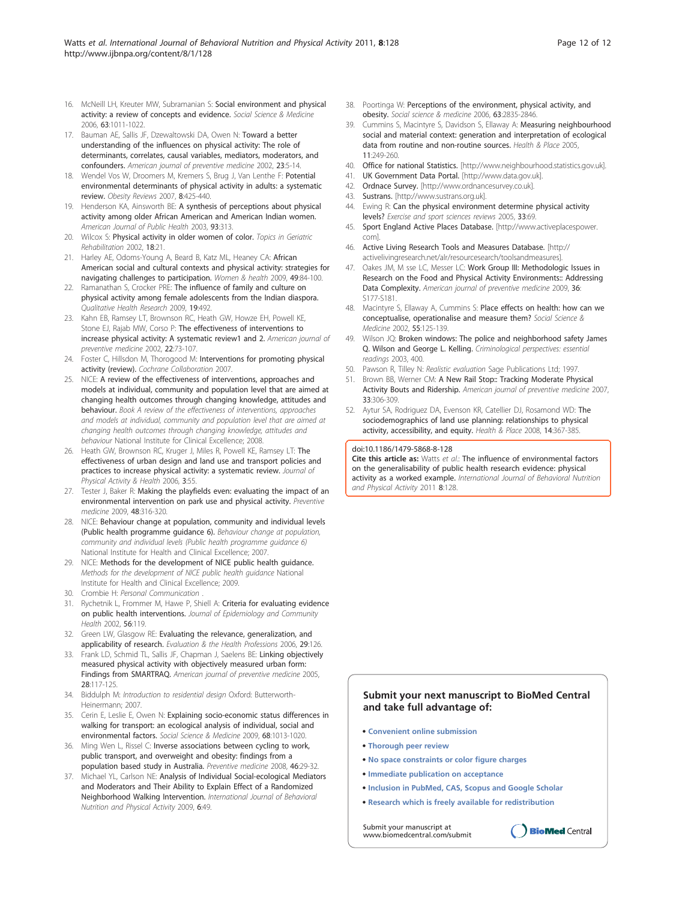16. McNeill LH, Kreuter MW, Subramanian S: **Social environment and physical activity: a review of concepts and evidence.** *Social Science & Medicine* 2006, **63**:1011-1022.
17. Bauman AE, Sallis JF, Dzewaltowski DA, Owen N: **Toward a better understanding of the influences on physical activity: The role of determinants, correlates, causal variables, mediators, moderators, and confounders.** *American journal of preventive medicine* 2002, **23**:5-14.
18. Wendel Vos W, Droomers M, Kremers S, Brug J, Van Lenthe F: **Potential environmental determinants of physical activity in adults: a systematic review.** *Obesity Reviews* 2007, **8**:425-440.
19. Henderson KA, Ainsworth BE: **A synthesis of perceptions about physical activity among older African American and American Indian women.** *American Journal of Public Health* 2003, **93**:313.
20. Wilcox S: **Physical activity in older women of color.** *Topics in Geriatric Rehabilitation* 2002, **18**:21.
21. Harley AE, Odoms-Young A, Beard B, Katz ML, Heaney CA: **African American social and cultural contexts and physical activity: strategies for navigating challenges to participation.** *Women & health* 2009, **49**:84-100.
22. Ramanathan S, Crocker PRE: **The influence of family and culture on physical activity among female adolescents from the Indian diaspora.** *Qualitative Health Research* 2009, **19**:492.
23. Kahn EB, Ramsey LT, Brownson RC, Heath GW, Howze EH, Powell KE, Stone EJ, Rajab MW, Corso P: **The effectiveness of interventions to increase physical activity: A systematic review1 and 2.** *American journal of preventive medicine* 2002, **22**:73-107.
24. Foster C, Hillsdon M, Thorogood M: **Interventions for promoting physical activity (review).** *Cochrane Collaboration* 2007.
25. NICE: **A review of the effectiveness of interventions, approaches and models at individual, community and population level that are aimed at changing health outcomes through changing knowledge, attitudes and behaviour.** *Book A review of the effectiveness of interventions, approaches and models at individual, community and population level that are aimed at changing health outcomes through changing knowledge, attitudes and behaviour* National Institute for Clinical Excellence; 2008.
26. Heath GW, Brownson RC, Kruger J, Miles R, Powell KE, Ramsey LT: **The effectiveness of urban design and land use and transport policies and practices to increase physical activity: a systematic review.** *Journal of Physical Activity & Health* 2006, **3**:55.
27. Tester J, Baker R: **Making the playfields even: evaluating the impact of an environmental intervention on park use and physical activity.** *Preventive medicine* 2009, **48**:316-320.
28. NICE: **Behaviour change at population, community and individual levels (Public health programme guidance 6).** *Behaviour change at population, community and individual levels (Public health programme guidance 6)* National Institute for Health and Clinical Excellence; 2007.
29. NICE: **Methods for the development of NICE public health guidance.** *Methods for the development of NICE public health guidance* National Institute for Health and Clinical Excellence; 2009.
30. Crombie H: *Personal Communication* .
31. Rychetnik L, Frommer M, Hawe P, Shiell A: **Criteria for evaluating evidence on public health interventions.** *Journal of Epidemiology and Community Health* 2002, **56**:119.
32. Green LW, Glasgow RE: **Evaluating the relevance, generalization, and applicability of research.** *Evaluation & the Health Professions* 2006, **29**:126.
33. Frank LD, Schmid TL, Sallis JF, Chapman J, Saelens BE: **Linking objectively measured physical activity with objectively measured urban form: Findings from SMARTRAQ.** *American journal of preventive medicine* 2005, **28**:117-125.
34. Biddulph M: *Introduction to residential design* Oxford: Butterworth-Heinermann; 2007.
35. Cerin E, Leslie E, Owen N: **Explaining socio-economic status differences in walking for transport: an ecological analysis of individual, social and environmental factors.** *Social Science & Medicine* 2009, **68**:1013-1020.
36. Ming Wen L, Rissel C: **Inverse associations between cycling to work, public transport, and overweight and obesity: findings from a population based study in Australia.** *Preventive medicine* 2008, **46**:29-32.
37. Michael YL, Carlson NE: **Analysis of Individual Social-ecological Mediators and Moderators and Their Ability to Explain Effect of a Randomized Neighborhood Walking Intervention.** *International Journal of Behavioral Nutrition and Physical Activity* 2009, **6**:49.
38. Poortinga W: **Perceptions of the environment, physical activity, and obesity.** *Social science & medicine* 2006, **63**:2835-2846.
39. Cummins S, Macintyre S, Davidson S, Ellaway A: **Measuring neighbourhood social and material context: generation and interpretation of ecological data from routine and non-routine sources.** *Health & Place* 2005, **11**:249-260.
40. **Office for national Statistics.** [http://www.neighbourhood.statistics.gov.uk].
41. **UK Government Data Portal.** [http://www.data.gov.uk].
42. **Ordnace Survey.** [http://www.ordnancesurvey.co.uk].
43. **Sustrans.** [http://www.sustrans.org.uk].
44. Ewing R: **Can the physical environment determine physical activity levels?** *Exercise and sport sciences reviews* 2005, **33**:69.
45. **Sport England Active Places Database.** [http://www.activeplacespower.com].
46. **Active Living Research Tools and Measures Database.** [http://activelivingresearch.net/alr/resourcesearch/toolsandmeasures].
47. Oakes JM, M sse LC, Messer LC: **Work Group III: Methodologic Issues in Research on the Food and Physical Activity Environments:: Addressing Data Complexity.** *American journal of preventive medicine* 2009, **36**: S177-S181.
48. Macintyre S, Ellaway A, Cummins S: **Place effects on health: how can we conceptualise, operationalise and measure them?** *Social Science & Medicine* 2002, **55**:125-139.
49. Wilson JQ: **Broken windows: The police and neighborhood safety James Q. Wilson and George L. Kelling.** *Criminological perspectives: essential readings* 2003, 400.
50. Pawson R, Tilley N: *Realistic evaluation* Sage Publications Ltd; 1997.
51. Brown BB, Werner CM: **A New Rail Stop:: Tracking Moderate Physical Activity Bouts and Ridership.** *American journal of preventive medicine* 2007, **33**:306-309.
52. Aytur SA, Rodriguez DA, Evenson KR, Catellier DJ, Rosamond WD: **The sociodemographics of land use planning: relationships to physical activity, accessibility, and equity.** *Health & Place* 2008, **14**:367-385.

doi:10.1186/1479-5868-8-128

**Cite this article as:** Watts *et al.*: The influence of environmental factors on the generalisability of public health research evidence: physical activity as a worked example. *International Journal of Behavioral Nutrition and Physical Activity* 2011 **8**:128.

**Submit your next manuscript to BioMed Central and take full advantage of:**

- Convenient online submission
- Thorough peer review
- No space constraints or color figure charges
- Immediate publication on acceptance
- Inclusion in PubMed, CAS, Scopus and Google Scholar
- Research which is freely available for redistribution

Submit your manuscript at www.biomedcentral.com/submit

BioMed Central